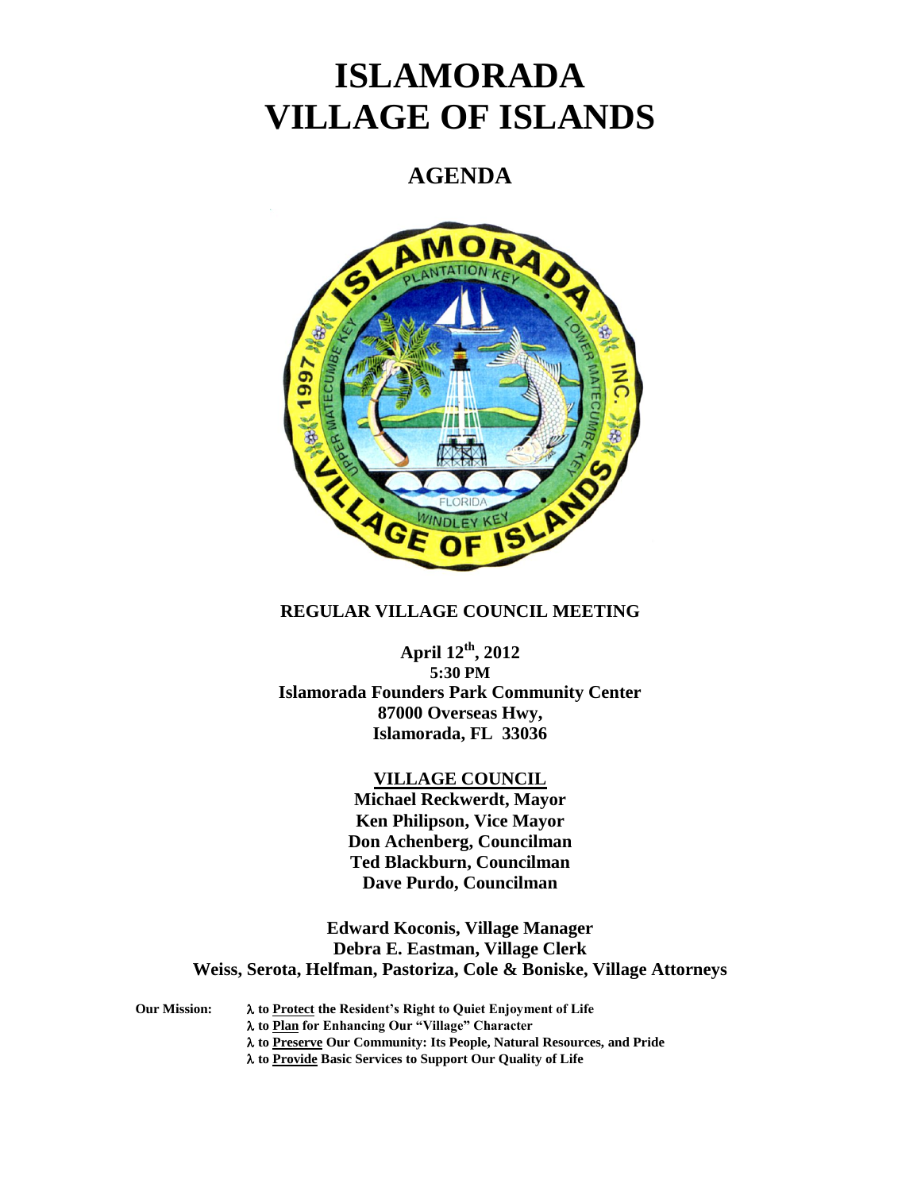# ISLAMORADA VILLAGE OF ISLANDS

## AGENDA

**REGULAR VILLAGE COUNCIL MEETING**

**April 12th, 2012**
**5:30 PM**
**Islamorada Founders Park Community Center**
**87000 Overseas Hwy,**
**Islamorada, FL 33036**

**VILLAGE COUNCIL**

**Michael Reckwerdt, Mayor**
**Ken Philipson, Vice Mayor**
**Don Achenberg, Councilman**
**Ted Blackburn, Councilman**
**Dave Purdo, Councilman**

**Edward Koconis, Village Manager**
**Debra E. Eastman, Village Clerk**
**Weiss, Serota, Helfman, Pastoriza, Cole & Boniske, Village Attorneys**

**Our Mission:**
- λ **to Protect the Resident's Right to Quiet Enjoyment of Life**
- λ **to Plan for Enhancing Our "Village" Character**
- λ **to Preserve Our Community: Its People, Natural Resources, and Pride**
- λ **to Provide Basic Services to Support Our Quality of Life**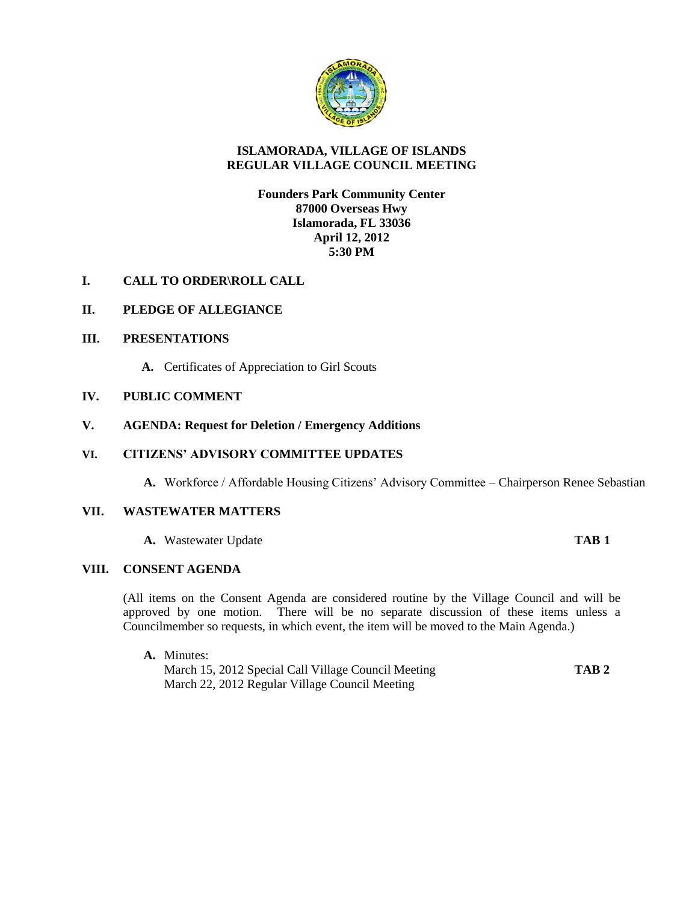**ISLAMORADA, VILLAGE OF ISLANDS**
**REGULAR VILLAGE COUNCIL MEETING**

**Founders Park Community Center**
**87000 Overseas Hwy**
**Islamorada, FL 33036**
**April 12, 2012**
**5:30 PM**

**I. CALL TO ORDER\ROLL CALL**

**II. PLEDGE OF ALLEGIANCE**

**III. PRESENTATIONS**

**A.** Certificates of Appreciation to Girl Scouts

**IV. PUBLIC COMMENT**

**V. AGENDA: Request for Deletion / Emergency Additions**

**VI. CITIZENS' ADVISORY COMMITTEE UPDATES**

**A.** Workforce / Affordable Housing Citizens' Advisory Committee – Chairperson Renee Sebastian

**VII. WASTEWATER MATTERS**

**A.** Wastewater Update **TAB 1**

**VIII. CONSENT AGENDA**

(All items on the Consent Agenda are considered routine by the Village Council and will be approved by one motion. There will be no separate discussion of these items unless a Councilmember so requests, in which event, the item will be moved to the Main Agenda.)

**A.** Minutes:
March 15, 2012 Special Call Village Council Meeting **TAB 2**
March 22, 2012 Regular Village Council Meeting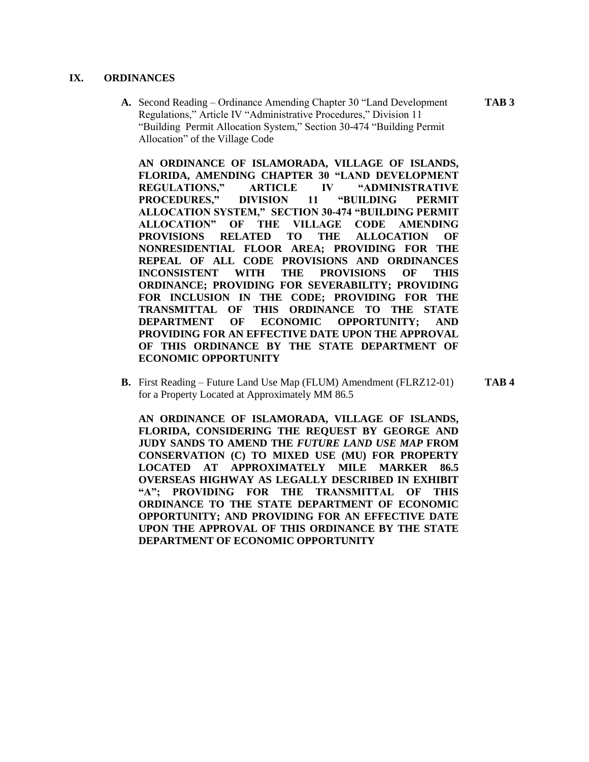## IX. ORDINANCES

**A.** Second Reading – Ordinance Amending Chapter 30 "Land Development Regulations," Article IV "Administrative Procedures," Division 11 "Building Permit Allocation System," Section 30-474 "Building Permit Allocation" of the Village Code **TAB 3**

**AN ORDINANCE OF ISLAMORADA, VILLAGE OF ISLANDS, FLORIDA, AMENDING CHAPTER 30 "LAND DEVELOPMENT REGULATIONS," ARTICLE IV "ADMINISTRATIVE PROCEDURES," DIVISION 11 "BUILDING PERMIT ALLOCATION SYSTEM," SECTION 30-474 "BUILDING PERMIT ALLOCATION" OF THE VILLAGE CODE AMENDING PROVISIONS RELATED TO THE ALLOCATION OF NONRESIDENTIAL FLOOR AREA; PROVIDING FOR THE REPEAL OF ALL CODE PROVISIONS AND ORDINANCES INCONSISTENT WITH THE PROVISIONS OF THIS ORDINANCE; PROVIDING FOR SEVERABILITY; PROVIDING FOR INCLUSION IN THE CODE; PROVIDING FOR THE TRANSMITTAL OF THIS ORDINANCE TO THE STATE DEPARTMENT OF ECONOMIC OPPORTUNITY; AND PROVIDING FOR AN EFFECTIVE DATE UPON THE APPROVAL OF THIS ORDINANCE BY THE STATE DEPARTMENT OF ECONOMIC OPPORTUNITY**

**B.** First Reading – Future Land Use Map (FLUM) Amendment (FLRZ12-01) for a Property Located at Approximately MM 86.5 **TAB 4**

**AN ORDINANCE OF ISLAMORADA, VILLAGE OF ISLANDS, FLORIDA, CONSIDERING THE REQUEST BY GEORGE AND JUDY SANDS TO AMEND THE *FUTURE LAND USE MAP* FROM CONSERVATION (C) TO MIXED USE (MU) FOR PROPERTY LOCATED AT APPROXIMATELY MILE MARKER 86.5 OVERSEAS HIGHWAY AS LEGALLY DESCRIBED IN EXHIBIT "A"; PROVIDING FOR THE TRANSMITTAL OF THIS ORDINANCE TO THE STATE DEPARTMENT OF ECONOMIC OPPORTUNITY; AND PROVIDING FOR AN EFFECTIVE DATE UPON THE APPROVAL OF THIS ORDINANCE BY THE STATE DEPARTMENT OF ECONOMIC OPPORTUNITY**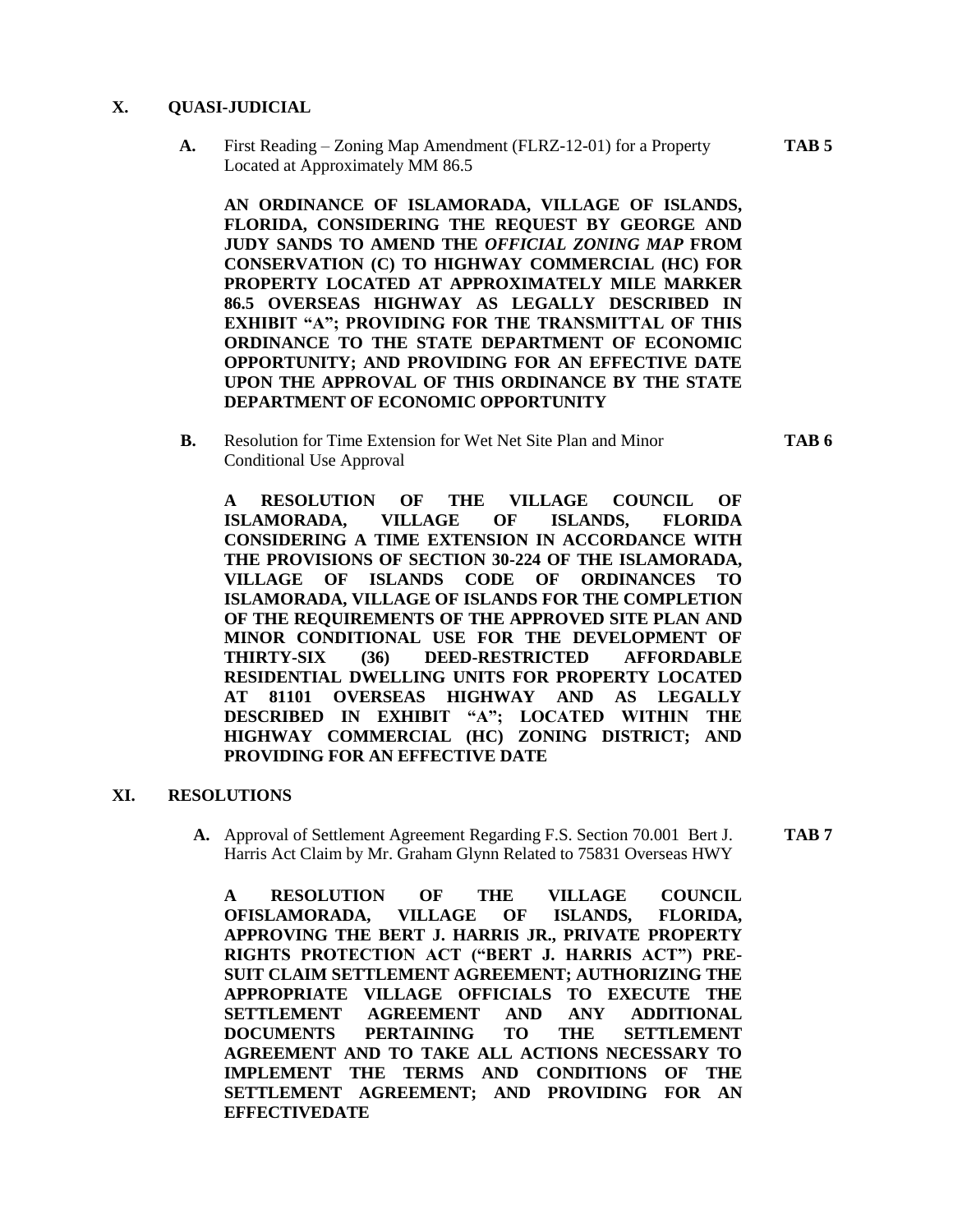## X. QUASI-JUDICIAL

**A.** First Reading – Zoning Map Amendment (FLRZ-12-01) for a Property Located at Approximately MM 86.5 **TAB 5**

**AN ORDINANCE OF ISLAMORADA, VILLAGE OF ISLANDS, FLORIDA, CONSIDERING THE REQUEST BY GEORGE AND JUDY SANDS TO AMEND THE *OFFICIAL ZONING MAP* FROM CONSERVATION (C) TO HIGHWAY COMMERCIAL (HC) FOR PROPERTY LOCATED AT APPROXIMATELY MILE MARKER 86.5 OVERSEAS HIGHWAY AS LEGALLY DESCRIBED IN EXHIBIT "A"; PROVIDING FOR THE TRANSMITTAL OF THIS ORDINANCE TO THE STATE DEPARTMENT OF ECONOMIC OPPORTUNITY; AND PROVIDING FOR AN EFFECTIVE DATE UPON THE APPROVAL OF THIS ORDINANCE BY THE STATE DEPARTMENT OF ECONOMIC OPPORTUNITY**

**B.** Resolution for Time Extension for Wet Net Site Plan and Minor Conditional Use Approval **TAB 6**

**A RESOLUTION OF THE VILLAGE COUNCIL OF ISLAMORADA, VILLAGE OF ISLANDS, FLORIDA CONSIDERING A TIME EXTENSION IN ACCORDANCE WITH THE PROVISIONS OF SECTION 30-224 OF THE ISLAMORADA, VILLAGE OF ISLANDS CODE OF ORDINANCES TO ISLAMORADA, VILLAGE OF ISLANDS FOR THE COMPLETION OF THE REQUIREMENTS OF THE APPROVED SITE PLAN AND MINOR CONDITIONAL USE FOR THE DEVELOPMENT OF THIRTY-SIX (36) DEED-RESTRICTED AFFORDABLE RESIDENTIAL DWELLING UNITS FOR PROPERTY LOCATED AT 81101 OVERSEAS HIGHWAY AND AS LEGALLY DESCRIBED IN EXHIBIT "A"; LOCATED WITHIN THE HIGHWAY COMMERCIAL (HC) ZONING DISTRICT; AND PROVIDING FOR AN EFFECTIVE DATE**

## XI. RESOLUTIONS

**A.** Approval of Settlement Agreement Regarding F.S. Section 70.001 Bert J. Harris Act Claim by Mr. Graham Glynn Related to 75831 Overseas HWY **TAB 7**

**A RESOLUTION OF THE VILLAGE COUNCIL OFISLAMORADA, VILLAGE OF ISLANDS, FLORIDA, APPROVING THE BERT J. HARRIS JR., PRIVATE PROPERTY RIGHTS PROTECTION ACT ("BERT J. HARRIS ACT") PRE-SUIT CLAIM SETTLEMENT AGREEMENT; AUTHORIZING THE APPROPRIATE VILLAGE OFFICIALS TO EXECUTE THE SETTLEMENT AGREEMENT AND ANY ADDITIONAL DOCUMENTS PERTAINING TO THE SETTLEMENT AGREEMENT AND TO TAKE ALL ACTIONS NECESSARY TO IMPLEMENT THE TERMS AND CONDITIONS OF THE SETTLEMENT AGREEMENT; AND PROVIDING FOR AN EFFECTIVEDATE**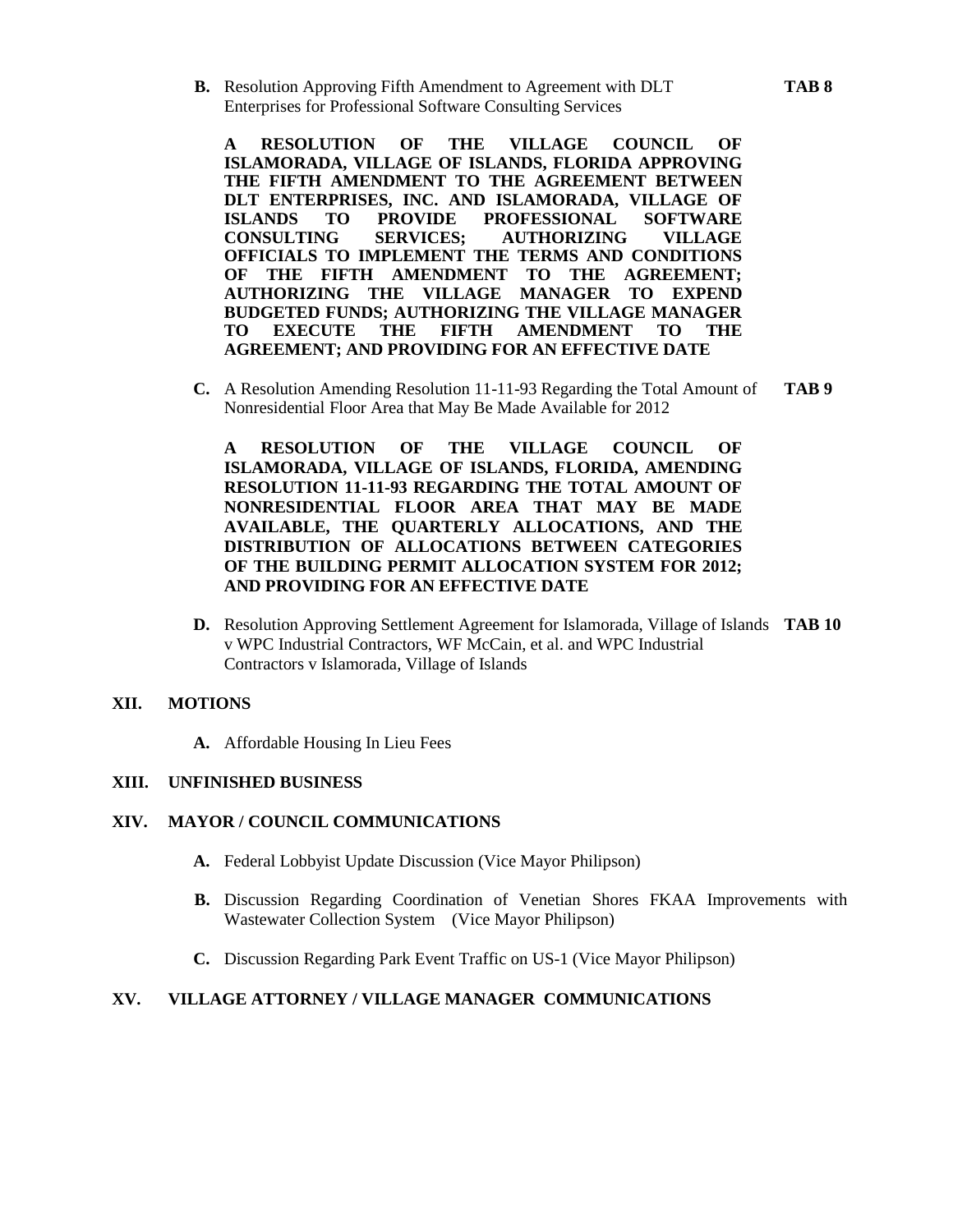**B.** Resolution Approving Fifth Amendment to Agreement with DLT Enterprises for Professional Software Consulting Services **TAB 8**

**A RESOLUTION OF THE VILLAGE COUNCIL OF ISLAMORADA, VILLAGE OF ISLANDS, FLORIDA APPROVING THE FIFTH AMENDMENT TO THE AGREEMENT BETWEEN DLT ENTERPRISES, INC. AND ISLAMORADA, VILLAGE OF ISLANDS TO PROVIDE PROFESSIONAL SOFTWARE CONSULTING SERVICES; AUTHORIZING VILLAGE OFFICIALS TO IMPLEMENT THE TERMS AND CONDITIONS OF THE FIFTH AMENDMENT TO THE AGREEMENT; AUTHORIZING THE VILLAGE MANAGER TO EXPEND BUDGETED FUNDS; AUTHORIZING THE VILLAGE MANAGER TO EXECUTE THE FIFTH AMENDMENT TO THE AGREEMENT; AND PROVIDING FOR AN EFFECTIVE DATE**

**C.** A Resolution Amending Resolution 11-11-93 Regarding the Total Amount of Nonresidential Floor Area that May Be Made Available for 2012 **TAB 9**

**A RESOLUTION OF THE VILLAGE COUNCIL OF ISLAMORADA, VILLAGE OF ISLANDS, FLORIDA, AMENDING RESOLUTION 11-11-93 REGARDING THE TOTAL AMOUNT OF NONRESIDENTIAL FLOOR AREA THAT MAY BE MADE AVAILABLE, THE QUARTERLY ALLOCATIONS, AND THE DISTRIBUTION OF ALLOCATIONS BETWEEN CATEGORIES OF THE BUILDING PERMIT ALLOCATION SYSTEM FOR 2012; AND PROVIDING FOR AN EFFECTIVE DATE**

**D.** Resolution Approving Settlement Agreement for Islamorada, Village of Islands v WPC Industrial Contractors, WF McCain, et al. and WPC Industrial Contractors v Islamorada, Village of Islands **TAB 10**

## XII. MOTIONS

**A.** Affordable Housing In Lieu Fees

## XIII. UNFINISHED BUSINESS

## XIV. MAYOR / COUNCIL COMMUNICATIONS

**A.** Federal Lobbyist Update Discussion (Vice Mayor Philipson)

**B.** Discussion Regarding Coordination of Venetian Shores FKAA Improvements with Wastewater Collection System (Vice Mayor Philipson)

**C.** Discussion Regarding Park Event Traffic on US-1 (Vice Mayor Philipson)

## XV. VILLAGE ATTORNEY / VILLAGE MANAGER COMMUNICATIONS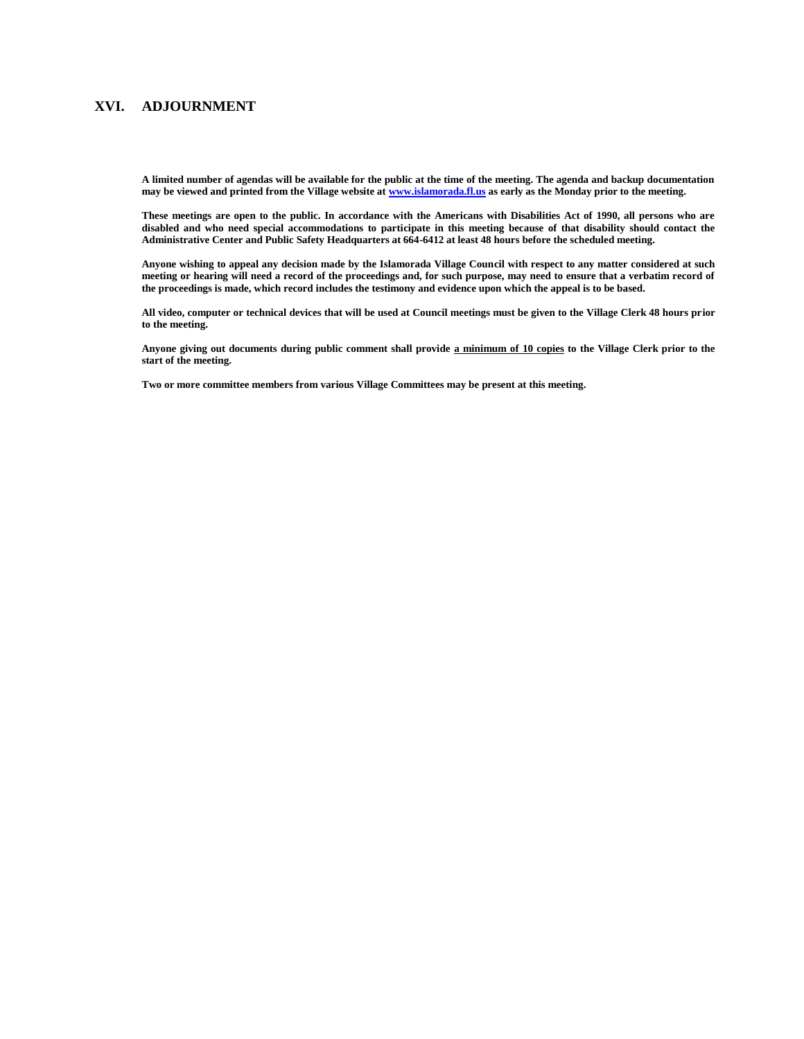## XVI. ADJOURNMENT

**A limited number of agendas will be available for the public at the time of the meeting. The agenda and backup documentation may be viewed and printed from the Village website at [www.islamorada.fl.us](http://www.islamorada.fl.us) as early as the Monday prior to the meeting.**

**These meetings are open to the public. In accordance with the Americans with Disabilities Act of 1990, all persons who are disabled and who need special accommodations to participate in this meeting because of that disability should contact the Administrative Center and Public Safety Headquarters at 664-6412 at least 48 hours before the scheduled meeting.**

**Anyone wishing to appeal any decision made by the Islamorada Village Council with respect to any matter considered at such meeting or hearing will need a record of the proceedings and, for such purpose, may need to ensure that a verbatim record of the proceedings is made, which record includes the testimony and evidence upon which the appeal is to be based.**

**All video, computer or technical devices that will be used at Council meetings must be given to the Village Clerk 48 hours prior to the meeting.**

**Anyone giving out documents during public comment shall provide <u>a minimum of 10 copies</u> to the Village Clerk prior to the start of the meeting.**

**Two or more committee members from various Village Committees may be present at this meeting.**